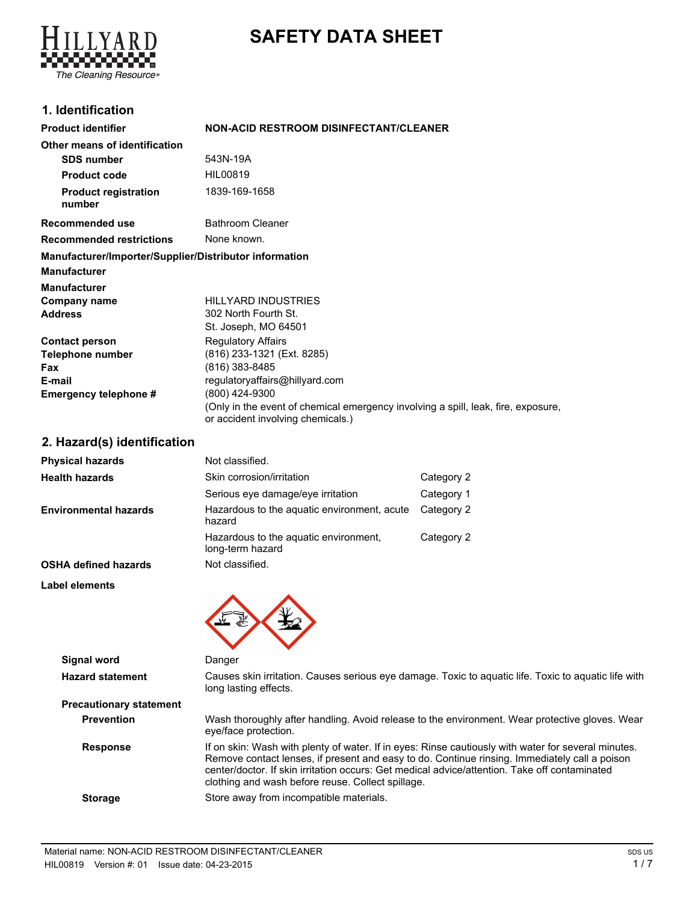# SAFETY DATA SHEET

## 1. Identification

| | |
|---|---|
| **Product identifier** | **NON-ACID RESTROOM DISINFECTANT/CLEANER** |
| **Other means of identification** | |
| **SDS number** | 543N-19A |
| **Product code** | HIL00819 |
| **Product registration number** | 1839-169-1658 |
| **Recommended use** | Bathroom Cleaner |
| **Recommended restrictions** | None known. |

**Manufacturer/Importer/Supplier/Distributor information**

**Manufacturer**

| | |
|---|---|
| **Manufacturer** | |
| **Company name** | HILLYARD INDUSTRIES |
| **Address** | 302 North Fourth St.<br>St. Joseph, MO 64501 |
| **Contact person** | Regulatory Affairs |
| **Telephone number** | (816) 233-1321 (Ext. 8285) |
| **Fax** | (816) 383-8485 |
| **E-mail** | regulatoryaffairs@hillyard.com |
| **Emergency telephone #** | (800) 424-9300<br>(Only in the event of chemical emergency involving a spill, leak, fire, exposure, or accident involving chemicals.) |

## 2. Hazard(s) identification

| | | |
|---|---|---|
| **Physical hazards** | Not classified. | |
| **Health hazards** | Skin corrosion/irritation | Category 2 |
| | Serious eye damage/eye irritation | Category 1 |
| **Environmental hazards** | Hazardous to the aquatic environment, acute hazard | Category 2 |
| | Hazardous to the aquatic environment, long-term hazard | Category 2 |
| **OSHA defined hazards** | Not classified. | |

**Label elements**

| | |
|---|---|
| **Signal word** | Danger |
| **Hazard statement** | Causes skin irritation. Causes serious eye damage. Toxic to aquatic life. Toxic to aquatic life with long lasting effects. |

**Precautionary statement**

| | |
|---|---|
| **Prevention** | Wash thoroughly after handling. Avoid release to the environment. Wear protective gloves. Wear eye/face protection. |
| **Response** | If on skin: Wash with plenty of water. If in eyes: Rinse cautiously with water for several minutes. Remove contact lenses, if present and easy to do. Continue rinsing. Immediately call a poison center/doctor. If skin irritation occurs: Get medical advice/attention. Take off contaminated clothing and wash before reuse. Collect spillage. |
| **Storage** | Store away from incompatible materials. |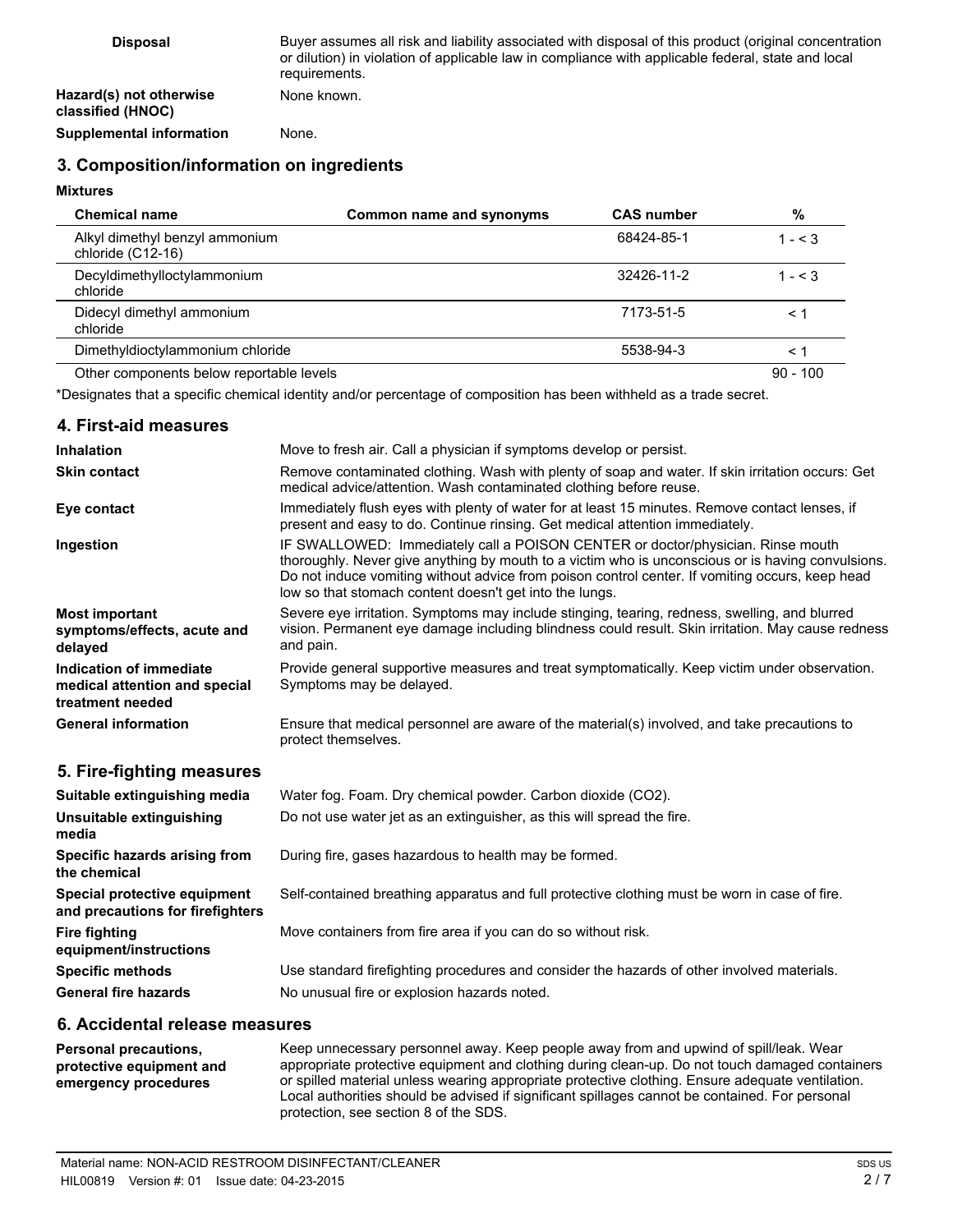**Disposal**
Buyer assumes all risk and liability associated with disposal of this product (original concentration or dilution) in violation of applicable law in compliance with applicable federal, state and local requirements.

**Hazard(s) not otherwise classified (HNOC)**
None known.

**Supplemental information**
None.

## 3. Composition/information on ingredients

**Mixtures**

| Chemical name | Common name and synonyms | CAS number | % |
|---|---|---|---|
| Alkyl dimethyl benzyl ammonium chloride (C12-16) | | 68424-85-1 | 1 - < 3 |
| Decyldimethyloctylammonium chloride | | 32426-11-2 | 1 - < 3 |
| Didecyl dimethyl ammonium chloride | | 7173-51-5 | < 1 |
| Dimethyldioctylammonium chloride | | 5538-94-3 | < 1 |
| Other components below reportable levels | | | 90 - 100 |

*Designates that a specific chemical identity and/or percentage of composition has been withheld as a trade secret.

## 4. First-aid measures

**Inhalation**
Move to fresh air. Call a physician if symptoms develop or persist.

**Skin contact**
Remove contaminated clothing. Wash with plenty of soap and water. If skin irritation occurs: Get medical advice/attention. Wash contaminated clothing before reuse.

**Eye contact**
Immediately flush eyes with plenty of water for at least 15 minutes. Remove contact lenses, if present and easy to do. Continue rinsing. Get medical attention immediately.

**Ingestion**
IF SWALLOWED: Immediately call a POISON CENTER or doctor/physician. Rinse mouth thoroughly. Never give anything by mouth to a victim who is unconscious or is having convulsions. Do not induce vomiting without advice from poison control center. If vomiting occurs, keep head low so that stomach content doesn't get into the lungs.

**Most important symptoms/effects, acute and delayed**
Severe eye irritation. Symptoms may include stinging, tearing, redness, swelling, and blurred vision. Permanent eye damage including blindness could result. Skin irritation. May cause redness and pain.

**Indication of immediate medical attention and special treatment needed**
Provide general supportive measures and treat symptomatically. Keep victim under observation. Symptoms may be delayed.

**General information**
Ensure that medical personnel are aware of the material(s) involved, and take precautions to protect themselves.

## 5. Fire-fighting measures

**Suitable extinguishing media**
Water fog. Foam. Dry chemical powder. Carbon dioxide ($CO_2$).

**Unsuitable extinguishing media**
Do not use water jet as an extinguisher, as this will spread the fire.

**Specific hazards arising from the chemical**
During fire, gases hazardous to health may be formed.

**Special protective equipment and precautions for firefighters**
Self-contained breathing apparatus and full protective clothing must be worn in case of fire.

**Fire fighting equipment/instructions**
Move containers from fire area if you can do so without risk.

**Specific methods**
Use standard firefighting procedures and consider the hazards of other involved materials.

**General fire hazards**
No unusual fire or explosion hazards noted.

## 6. Accidental release measures

**Personal precautions, protective equipment and emergency procedures**
Keep unnecessary personnel away. Keep people away from and upwind of spill/leak. Wear appropriate protective equipment and clothing during clean-up. Do not touch damaged containers or spilled material unless wearing appropriate protective clothing. Ensure adequate ventilation. Local authorities should be advised if significant spillages cannot be contained. For personal protection, see section 8 of the SDS.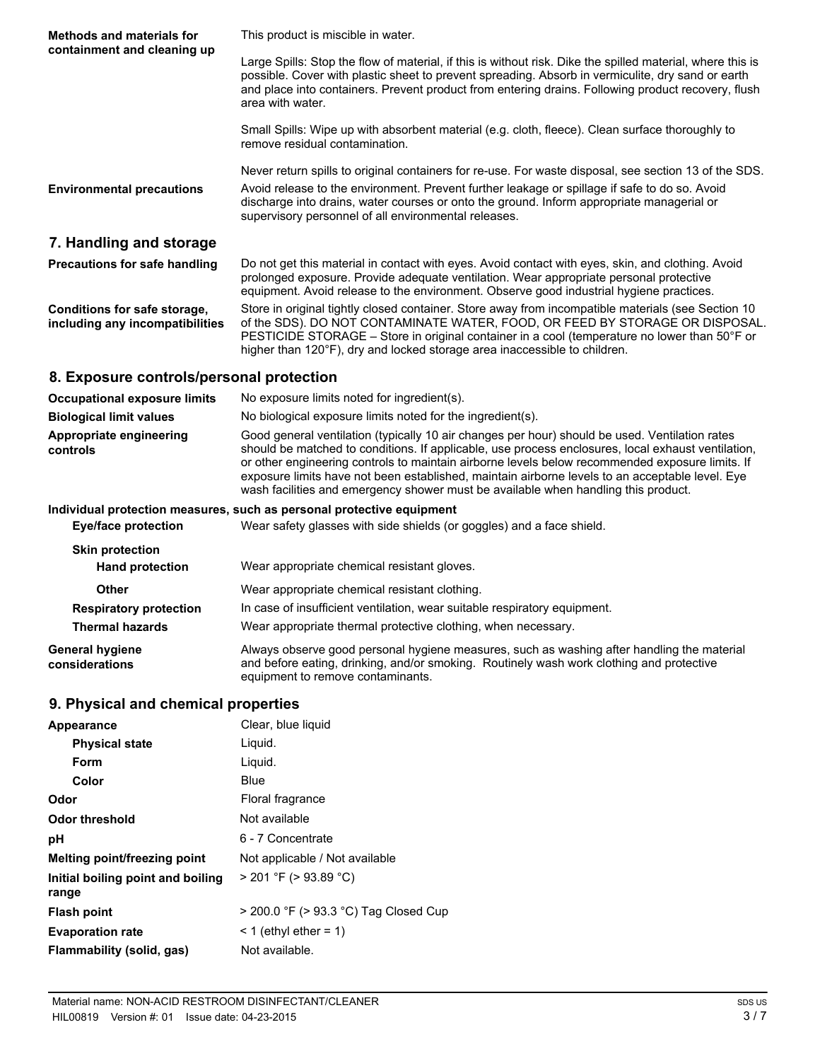| | |
|---|---|
| **Methods and materials for containment and cleaning up** | This product is miscible in water. |
| | Large Spills: Stop the flow of material, if this is without risk. Dike the spilled material, where this is possible. Cover with plastic sheet to prevent spreading. Absorb in vermiculite, dry sand or earth and place into containers. Prevent product from entering drains. Following product recovery, flush area with water. |
| | Small Spills: Wipe up with absorbent material (e.g. cloth, fleece). Clean surface thoroughly to remove residual contamination. |
| | Never return spills to original containers for re-use. For waste disposal, see section 13 of the SDS. |
| **Environmental precautions** | Avoid release to the environment. Prevent further leakage or spillage if safe to do so. Avoid discharge into drains, water courses or onto the ground. Inform appropriate managerial or supervisory personnel of all environmental releases. |

## 7. Handling and storage

| | |
|---|---|
| **Precautions for safe handling** | Do not get this material in contact with eyes. Avoid contact with eyes, skin, and clothing. Avoid prolonged exposure. Provide adequate ventilation. Wear appropriate personal protective equipment. Avoid release to the environment. Observe good industrial hygiene practices. |
| **Conditions for safe storage, including any incompatibilities** | Store in original tightly closed container. Store away from incompatible materials (see Section 10 of the SDS). DO NOT CONTAMINATE WATER, FOOD, OR FEED BY STORAGE OR DISPOSAL. PESTICIDE STORAGE – Store in original container in a cool (temperature no lower than 50°F or higher than 120°F), dry and locked storage area inaccessible to children. |

## 8. Exposure controls/personal protection

| | |
|---|---|
| **Occupational exposure limits** | No exposure limits noted for ingredient(s). |
| **Biological limit values** | No biological exposure limits noted for the ingredient(s). |
| **Appropriate engineering controls** | Good general ventilation (typically 10 air changes per hour) should be used. Ventilation rates should be matched to conditions. If applicable, use process enclosures, local exhaust ventilation, or other engineering controls to maintain airborne levels below recommended exposure limits. If exposure limits have not been established, maintain airborne levels to an acceptable level. Eye wash facilities and emergency shower must be available when handling this product. |

**Individual protection measures, such as personal equipment**

| | |
|---|---|
| **Eye/face protection** | Wear safety glasses with side shields (or goggles) and a face shield. |
| **Skin protection** | |
| **Hand protection** | Wear appropriate chemical resistant gloves. |
| **Other** | Wear appropriate chemical resistant clothing. |
| **Respiratory protection** | In case of insufficient ventilation, wear suitable respiratory equipment. |
| **Thermal hazards** | Wear appropriate thermal protective clothing, when necessary. |
| **General hygiene considerations** | Always observe good personal hygiene measures, such as washing after handling the material and before eating, drinking, and/or smoking. Routinely wash work clothing and protective equipment to remove contaminants. |

## 9. Physical and chemical properties

| | |
|---|---|
| **Appearance** | Clear, blue liquid |
| **Physical state** | Liquid. |
| **Form** | Liquid. |
| **Color** | Blue |
| **Odor** | Floral fragrance |
| **Odor threshold** | Not available |
| **pH** | 6 - 7 Concentrate |
| **Melting point/freezing point** | Not applicable / Not available |
| **Initial boiling point and boiling range** | > 201 °F (> 93.89 °C) |
| **Flash point** | > 200.0 °F (> 93.3 °C) Tag Closed Cup |
| **Evaporation rate** | < 1 (ethyl ether = 1) |
| **Flammability (solid, gas)** | Not available. |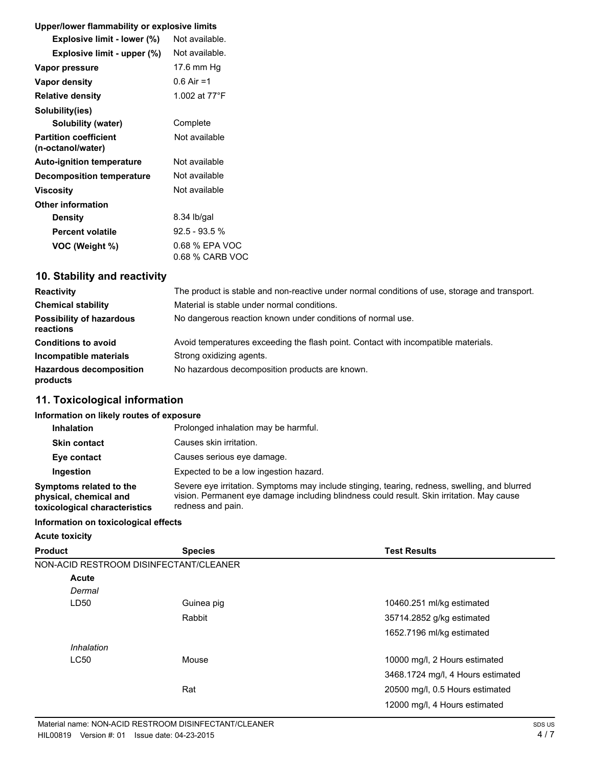**Upper/lower flammability or explosive limits**

| | |
|---|---|
| **Explosive limit - lower (%)** | Not available. |
| **Explosive limit - upper (%)** | Not available. |
| **Vapor pressure** | 17.6 mm Hg |
| **Vapor density** | 0.6 Air =1 |
| **Relative density** | 1.002 at 77°F |
| **Solubility(ies)** | |
| **Solubility (water)** | Complete |
| **Partition coefficient (n-octanol/water)** | Not available |
| **Auto-ignition temperature** | Not available |
| **Decomposition temperature** | Not available |
| **Viscosity** | Not available |
| **Other information** | |
| **Density** | 8.34 lb/gal |
| **Percent volatile** | 92.5 - 93.5 % |
| **VOC (Weight %)** | 0.68 % EPA VOC<br>0.68 % CARB VOC |

## 10. Stability and reactivity

| | |
|---|---|
| **Reactivity** | The product is stable and non-reactive under normal conditions of use, storage and transport. |
| **Chemical stability** | Material is stable under normal conditions. |
| **Possibility of hazardous reactions** | No dangerous reaction known under conditions of normal use. |
| **Conditions to avoid** | Avoid temperatures exceeding the flash point. Contact with incompatible materials. |
| **Incompatible materials** | Strong oxidizing agents. |
| **Hazardous decomposition products** | No hazardous decomposition products are known. |

## 11. Toxicological information

**Information on likely routes of exposure**

| | |
|---|---|
| **Inhalation** | Prolonged inhalation may be harmful. |
| **Skin contact** | Causes skin irritation. |
| **Eye contact** | Causes serious eye damage. |
| **Ingestion** | Expected to be a low ingestion hazard. |
| **Symptoms related to the physical, chemical and toxicological characteristics** | Severe eye irritation. Symptoms may include stinging, tearing, redness, swelling, and blurred vision. Permanent eye damage including blindness could result. Skin irritation. May cause redness and pain. |

**Information on toxicological effects**

**Acute toxicity**

| Product | Species | Test Results |
|---|---|---|
| NON-ACID RESTROOM DISINFECTANT/CLEANER | | |
| **Acute** | | |
| *Dermal* | | |
| LD50 | Guinea pig | 10460.251 ml/kg estimated |
| | Rabbit | 35714.2852 g/kg estimated |
| | | 1652.7196 ml/kg estimated |
| *Inhalation* | | |
| LC50 | Mouse | 10000 mg/l, 2 Hours estimated |
| | | 3468.1724 mg/l, 4 Hours estimated |
| | Rat | 20500 mg/l, 0.5 Hours estimated |
| | | 12000 mg/l, 4 Hours estimated |

Material name: NON-ACID RESTROOM DISINFECTANT/CLEANER
HIL00819 Version #: 01 Issue date: 04-23-2015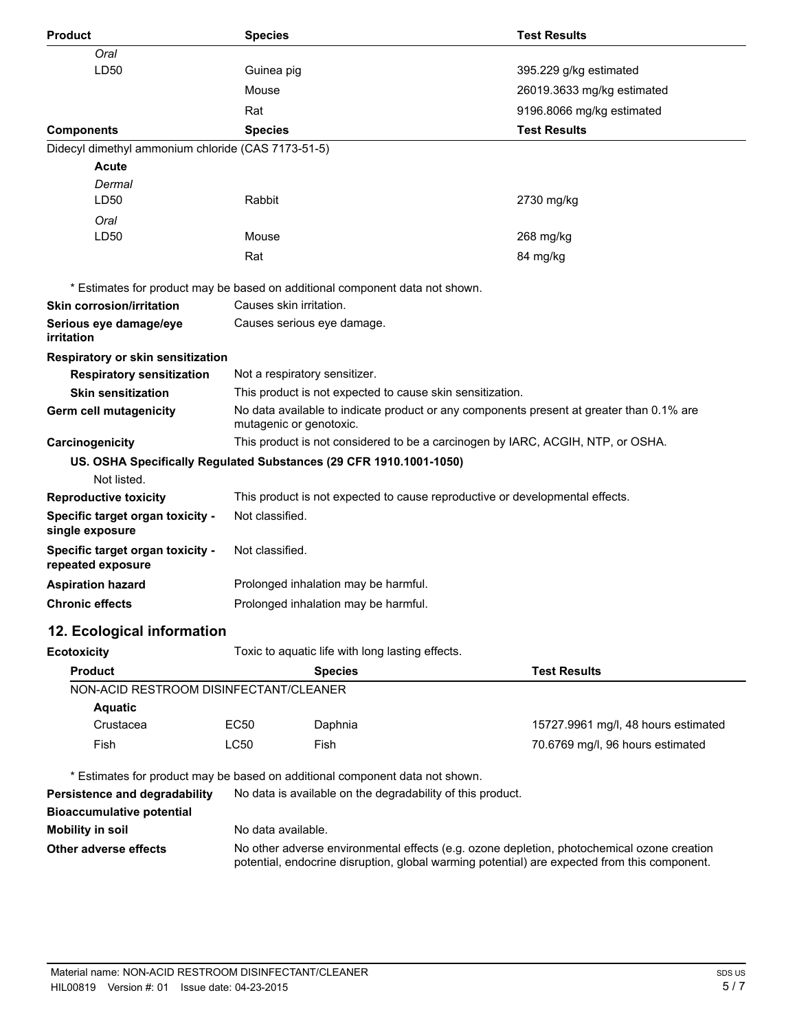| Product | Species | Test Results |
|---|---|---|
| *Oral* | | |
| LD50 | Guinea pig | 395.229 g/kg estimated |
| | Mouse | 26019.3633 mg/kg estimated |
| | Rat | 9196.8066 mg/kg estimated |

| Components | Species | Test Results |
|---|---|---|
| Didecyl dimethyl ammonium chloride (CAS 7173-51-5) | | |
| **Acute** | | |
| *Dermal* | | |
| LD50 | Rabbit | 2730 mg/kg |
| *Oral* | | |
| LD50 | Mouse | 268 mg/kg |
| | Rat | 84 mg/kg |

\* Estimates for product may be based on additional component data not shown.

**Skin corrosion/irritation** Causes skin irritation.

**Serious eye damage/eye irritation** Causes serious eye damage.

**Respiratory or skin sensitization**

**Respiratory sensitization** Not a respiratory sensitizer.

**Skin sensitization** This product is not expected to cause skin sensitization.

**Germ cell mutagenicity** No data available to indicate product or any components present at greater than 0.1% are mutagenic or genotoxic.

**Carcinogenicity** This product is not considered to be a carcinogen by IARC, ACGIH, NTP, or OSHA.

**US. OSHA Specifically Regulated Substances (29 CFR 1910.1001-1050)**

Not listed.

**Reproductive toxicity** This product is not expected to cause reproductive or developmental effects.

**Specific target organ toxicity - single exposure** Not classified.

**Specific target organ toxicity - repeated exposure** Not classified.

**Aspiration hazard** Prolonged inhalation may be harmful.

**Chronic effects** Prolonged inhalation may be harmful.

## 12. Ecological information

**Ecotoxicity** Toxic to aquatic life with long lasting effects.

| Product | | Species | Test Results |
|---|---|---|---|
| NON-ACID RESTROOM DISINFECTANT/CLEANER | | | |
| **Aquatic** | | | |
| Crustacea | EC50 | Daphnia | 15727.9961 mg/l, 48 hours estimated |
| Fish | LC50 | Fish | 70.6769 mg/l, 96 hours estimated |

\* Estimates for product may be based on additional component data not shown.

**Persistence and degradability** No data is available on the degradability of this product.

**Bioaccumulative potential**

**Mobility in soil** No data available.

**Other adverse effects** No other adverse environmental effects (e.g. ozone depletion, photochemical ozone creation potential, endocrine disruption, global warming potential) are expected from this component.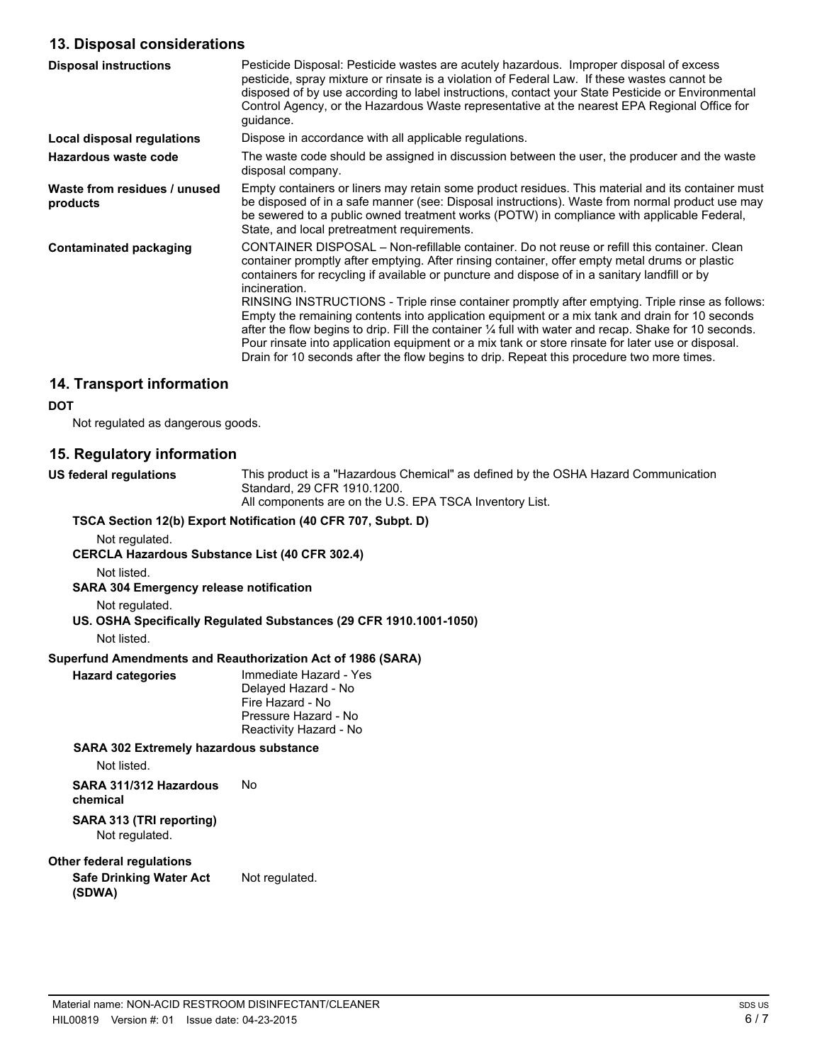## 13. Disposal considerations

| | |
|---|---|
| **Disposal instructions** | Pesticide Disposal: Pesticide wastes are acutely hazardous. Improper disposal of excess pesticide, spray mixture or rinsate is a violation of Federal Law. If these wastes cannot be disposed of by use according to label instructions, contact your State Pesticide or Environmental Control Agency, or the Hazardous Waste representative at the nearest EPA Regional Office for guidance. |
| **Local disposal regulations** | Dispose in accordance with all applicable regulations. |
| **Hazardous waste code** | The waste code should be assigned in discussion between the user, the producer and the waste disposal company. |
| **Waste from residues / unused products** | Empty containers or liners may retain some product residues. This material and its container must be disposed of in a safe manner (see: Disposal instructions). Waste from normal product use may be sewered to a public owned treatment works (POTW) in compliance with applicable Federal, State, and local pretreatment requirements. |
| **Contaminated packaging** | CONTAINER DISPOSAL – Non-refillable container. Do not reuse or refill this container. Clean container promptly after emptying. After rinsing container, offer empty metal drums or plastic containers for recycling if available or puncture and dispose of in a sanitary landfill or by incineration. RINSING INSTRUCTIONS - Triple rinse container promptly after emptying. Triple rinse as follows: Empty the remaining contents into application equipment or a mix tank and drain for 10 seconds after the flow begins to drip. Fill the container ¼ full with water and recap. Shake for 10 seconds. Pour rinsate into application equipment or a mix tank or store rinsate for later use or disposal. Drain for 10 seconds after the flow begins to drip. Repeat this procedure two more times. |

## 14. Transport information

**DOT**

Not regulated as dangerous goods.

## 15. Regulatory information

**US federal regulations**

This product is a "Hazardous Chemical" as defined by the OSHA Hazard Communication Standard, 29 CFR 1910.1200.
All components are on the U.S. EPA TSCA Inventory List.

**TSCA Section 12(b) Export Notification (40 CFR 707, Subpt. D)**

Not regulated.

**CERCLA Hazardous Substance List (40 CFR 302.4)**

Not listed.

**SARA 304 Emergency release notification**

Not regulated.

**US. OSHA Specifically Regulated Substances (29 CFR 1910.1001-1050)**

Not listed.

**Superfund Amendments and Reauthorization Act of 1986 (SARA)**

**Hazard categories**

Immediate Hazard - Yes
Delayed Hazard - No
Fire Hazard - No
Pressure Hazard - No
Reactivity Hazard - No

**SARA 302 Extremely hazardous substance**

Not listed.

**SARA 311/312 Hazardous chemical** No

**SARA 313 (TRI reporting)**

Not regulated.

**Other federal regulations**

**Safe Drinking Water Act (SDWA)** Not regulated.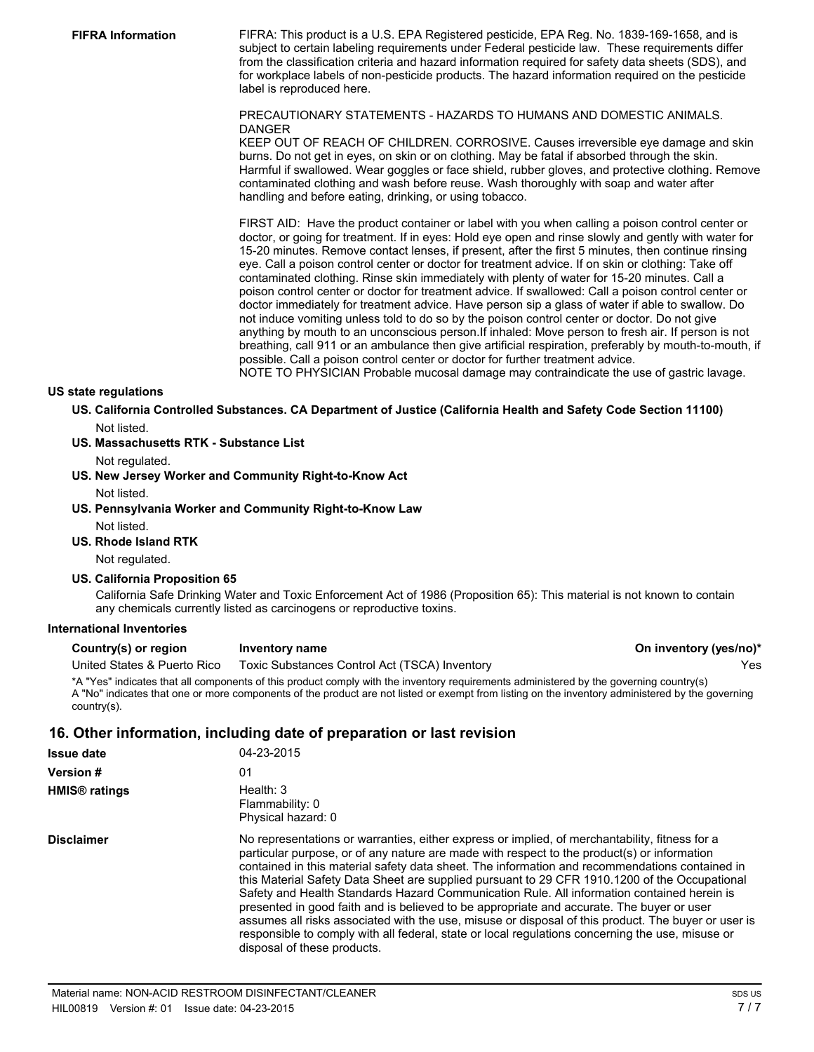**FIFRA Information**

FIFRA: This product is a U.S. EPA Registered pesticide, EPA Reg. No. 1839-169-1658, and is subject to certain labeling requirements under Federal pesticide law. These requirements differ from the classification criteria and hazard information required for safety data sheets (SDS), and for workplace labels of non-pesticide products. The hazard information required on the pesticide label is reproduced here.

PRECAUTIONARY STATEMENTS - HAZARDS TO HUMANS AND DOMESTIC ANIMALS.
DANGER
KEEP OUT OF REACH OF CHILDREN. CORROSIVE. Causes irreversible eye damage and skin burns. Do not get in eyes, on skin or on clothing. May be fatal if absorbed through the skin. Harmful if swallowed. Wear goggles or face shield, rubber gloves, and protective clothing. Remove contaminated clothing and wash before reuse. Wash thoroughly with soap and water after handling and before eating, drinking, or using tobacco.

FIRST AID: Have the product container or label with you when calling a poison control center or doctor, or going for treatment. If in eyes: Hold eye open and rinse slowly and gently with water for 15-20 minutes. Remove contact lenses, if present, after the first 5 minutes, then continue rinsing eye. Call a poison control center or doctor for treatment advice. If on skin or clothing: Take off contaminated clothing. Rinse skin immediately with plenty of water for 15-20 minutes. Call a poison control center or doctor for treatment advice. If swallowed: Call a poison control center or doctor immediately for treatment advice. Have person sip a glass of water if able to swallow. Do not induce vomiting unless told to do so by the poison control center or doctor. Do not give anything by mouth to an unconscious person.If inhaled: Move person to fresh air. If person is not breathing, call 911 or an ambulance then give artificial respiration, preferably by mouth-to-mouth, if possible. Call a poison control center or doctor for further treatment advice.
NOTE TO PHYSICIAN Probable mucosal damage may contraindicate the use of gastric lavage.

**US state regulations**

**US. California Controlled Substances. CA Department of Justice (California Health and Safety Code Section 11100)**

Not listed.

**US. Massachusetts RTK - Substance List**

Not regulated.

**US. New Jersey Worker and Community Right-to-Know Act**

Not listed.

**US. Pennsylvania Worker and Community Right-to-Know Law**

Not listed.

**US. Rhode Island RTK**

Not regulated.

**US. California Proposition 65**

California Safe Drinking Water and Toxic Enforcement Act of 1986 (Proposition 65): This material is not known to contain any chemicals currently listed as carcinogens or reproductive toxins.

**International Inventories**

| Country(s) or region | Inventory name | On inventory (yes/no)* |
|---|---|---|
| United States & Puerto Rico | Toxic Substances Control Act (TSCA) Inventory | Yes |

*A "Yes" indicates that all components of this product comply with the inventory requirements administered by the governing country(s)
A "No" indicates that one or more components of the product are not listed or exempt from listing on the inventory administered by the governing country(s).

## 16. Other information, including date of preparation or last revision

**Issue date** 04-23-2015

**Version #** 01

**HMIS® ratings**
Health: 3
Flammability: 0
Physical hazard: 0

**Disclaimer**

No representations or warranties, either express or implied, of merchantability, fitness for a particular purpose, or of any nature are made with respect to the product(s) or information contained in this material safety data sheet. The information and recommendations contained in this Material Safety Data Sheet are supplied pursuant to 29 CFR 1910.1200 of the Occupational Safety and Health Standards Hazard Communication Rule. All information contained herein is presented in good faith and is believed to be appropriate and accurate. The buyer or user assumes all risks associated with the use, misuse or disposal of this product. The buyer or user is responsible to comply with all federal, state or local regulations concerning the use, misuse or disposal of these products.